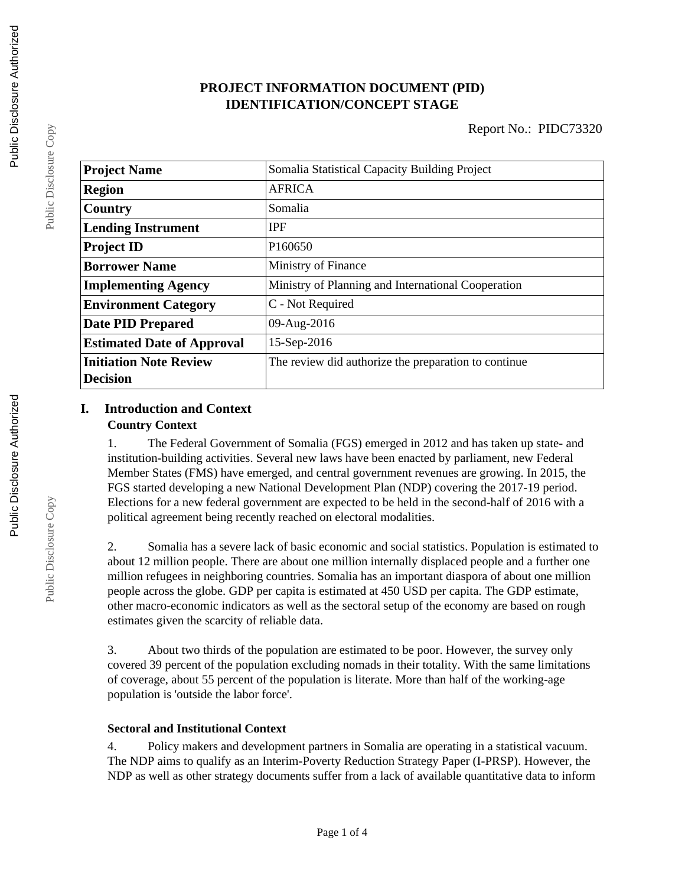# PROJECT INFORMATION DOCUMENT (PID)
# IDENTIFICATION/CONCEPT STAGE

Report No.: PIDC73320

| | |
|---|---|
| **Project Name** | Somalia Statistical Capacity Building Project |
| **Region** | AFRICA |
| **Country** | Somalia |
| **Lending Instrument** | IPF |
| **Project ID** | P160650 |
| **Borrower Name** | Ministry of Finance |
| **Implementing Agency** | Ministry of Planning and International Cooperation |
| **Environment Category** | C - Not Required |
| **Date PID Prepared** | 09-Aug-2016 |
| **Estimated Date of Approval** | 15-Sep-2016 |
| **Initiation Note Review Decision** | The review did authorize the preparation to continue |

## I. Introduction and Context

### Country Context

1. The Federal Government of Somalia (FGS) emerged in 2012 and has taken up state- and institution-building activities. Several new laws have been enacted by parliament, new Federal Member States (FMS) have emerged, and central government revenues are growing. In 2015, the FGS started developing a new National Development Plan (NDP) covering the 2017-19 period. Elections for a new federal government are expected to be held in the second-half of 2016 with a political agreement being recently reached on electoral modalities.

2. Somalia has a severe lack of basic economic and social statistics. Population is estimated to about 12 million people. There are about one million internally displaced people and a further one million refugees in neighboring countries. Somalia has an important diaspora of about one million people across the globe. GDP per capita is estimated at 450 USD per capita. The GDP estimate, other macro-economic indicators as well as the sectoral setup of the economy are based on rough estimates given the scarcity of reliable data.

3. About two thirds of the population are estimated to be poor. However, the survey only covered 39 percent of the population excluding nomads in their totality. With the same limitations of coverage, about 55 percent of the population is literate. More than half of the working-age population is 'outside the labor force'.

### Sectoral and Institutional Context

4. Policy makers and development partners in Somalia are operating in a statistical vacuum. The NDP aims to qualify as an Interim-Poverty Reduction Strategy Paper (I-PRSP). However, the NDP as well as other strategy documents suffer from a lack of available quantitative data to inform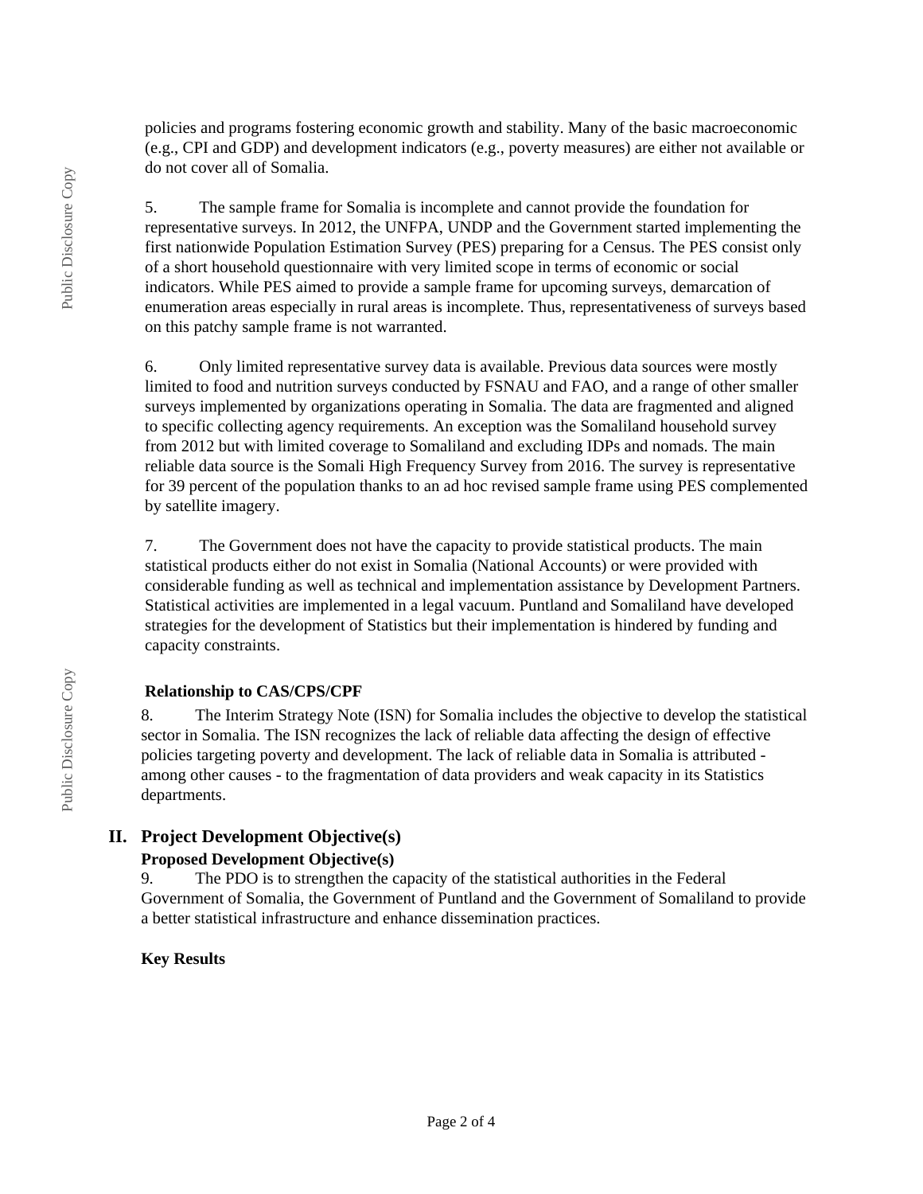policies and programs fostering economic growth and stability. Many of the basic macroeconomic (e.g., CPI and GDP) and development indicators (e.g., poverty measures) are either not available or do not cover all of Somalia.

5. The sample frame for Somalia is incomplete and cannot provide the foundation for representative surveys. In 2012, the UNFPA, UNDP and the Government started implementing the first nationwide Population Estimation Survey (PES) preparing for a Census. The PES consist only of a short household questionnaire with very limited scope in terms of economic or social indicators. While PES aimed to provide a sample frame for upcoming surveys, demarcation of enumeration areas especially in rural areas is incomplete. Thus, representativeness of surveys based on this patchy sample frame is not warranted.

6. Only limited representative survey data is available. Previous data sources were mostly limited to food and nutrition surveys conducted by FSNAU and FAO, and a range of other smaller surveys implemented by organizations operating in Somalia. The data are fragmented and aligned to specific collecting agency requirements. An exception was the Somaliland household survey from 2012 but with limited coverage to Somaliland and excluding IDPs and nomads. The main reliable data source is the Somali High Frequency Survey from 2016. The survey is representative for 39 percent of the population thanks to an ad hoc revised sample frame using PES complemented by satellite imagery.

7. The Government does not have the capacity to provide statistical products. The main statistical products either do not exist in Somalia (National Accounts) or were provided with considerable funding as well as technical and implementation assistance by Development Partners. Statistical activities are implemented in a legal vacuum. Puntland and Somaliland have developed strategies for the development of Statistics but their implementation is hindered by funding and capacity constraints.

**Relationship to CAS/CPS/CPF**

8. The Interim Strategy Note (ISN) for Somalia includes the objective to develop the statistical sector in Somalia. The ISN recognizes the lack of reliable data affecting the design of effective policies targeting poverty and development. The lack of reliable data in Somalia is attributed - among other causes - to the fragmentation of data providers and weak capacity in its Statistics departments.

## II. Project Development Objective(s)

**Proposed Development Objective(s)**

9. The PDO is to strengthen the capacity of the statistical authorities in the Federal Government of Somalia, the Government of Puntland and the Government of Somaliland to provide a better statistical infrastructure and enhance dissemination practices.

**Key Results**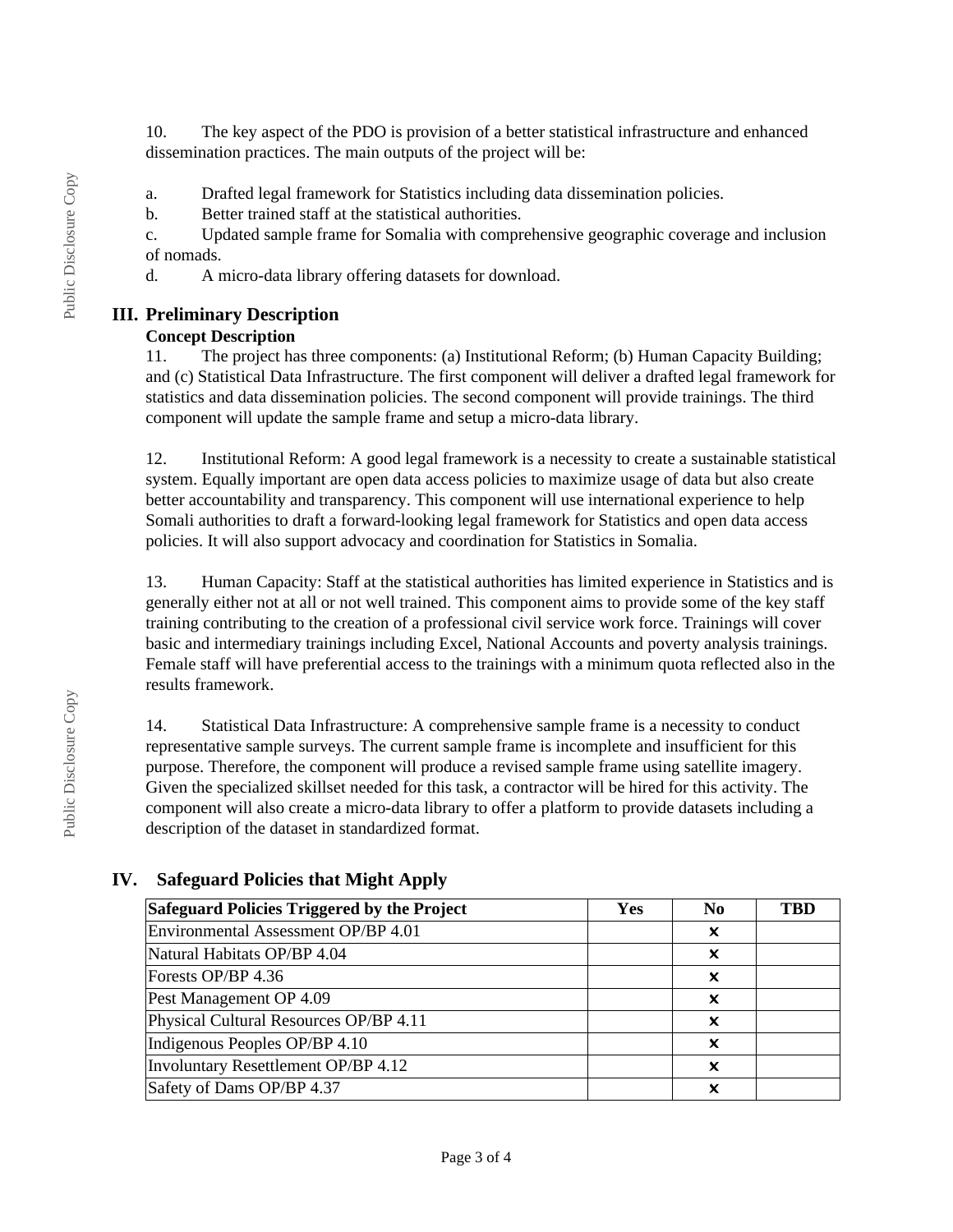10. The key aspect of the PDO is provision of a better statistical infrastructure and enhanced dissemination practices. The main outputs of the project will be:

a. Drafted legal framework for Statistics including data dissemination policies.
b. Better trained staff at the statistical authorities.
c. Updated sample frame for Somalia with comprehensive geographic coverage and inclusion of nomads.
d. A micro-data library offering datasets for download.

## III. Preliminary Description

### Concept Description

11. The project has three components: (a) Institutional Reform; (b) Human Capacity Building; and (c) Statistical Data Infrastructure. The first component will deliver a drafted legal framework for statistics and data dissemination policies. The second component will provide trainings. The third component will update the sample frame and setup a micro-data library.

12. Institutional Reform: A good legal framework is a necessity to create a sustainable statistical system. Equally important are open data access policies to maximize usage of data but also create better accountability and transparency. This component will use international experience to help Somali authorities to draft a forward-looking legal framework for Statistics and open data access policies. It will also support advocacy and coordination for Statistics in Somalia.

13. Human Capacity: Staff at the statistical authorities has limited experience in Statistics and is generally either not at all or not well trained. This component aims to provide some of the key staff training contributing to the creation of a professional civil service work force. Trainings will cover basic and intermediary trainings including Excel, National Accounts and poverty analysis trainings. Female staff will have preferential access to the trainings with a minimum quota reflected also in the results framework.

14. Statistical Data Infrastructure: A comprehensive sample frame is a necessity to conduct representative sample surveys. The current sample frame is incomplete and insufficient for this purpose. Therefore, the component will produce a revised sample frame using satellite imagery. Given the specialized skillset needed for this task, a contractor will be hired for this activity. The component will also create a micro-data library to offer a platform to provide datasets including a description of the dataset in standardized format.

## IV. Safeguard Policies that Might Apply

| Safeguard Policies Triggered by the Project | Yes | No | TBD |
|---|---|---|---|
| Environmental Assessment OP/BP 4.01 | | x | |
| Natural Habitats OP/BP 4.04 | | x | |
| Forests OP/BP 4.36 | | x | |
| Pest Management OP 4.09 | | x | |
| Physical Cultural Resources OP/BP 4.11 | | x | |
| Indigenous Peoples OP/BP 4.10 | | x | |
| Involuntary Resettlement OP/BP 4.12 | | x | |
| Safety of Dams OP/BP 4.37 | | x | |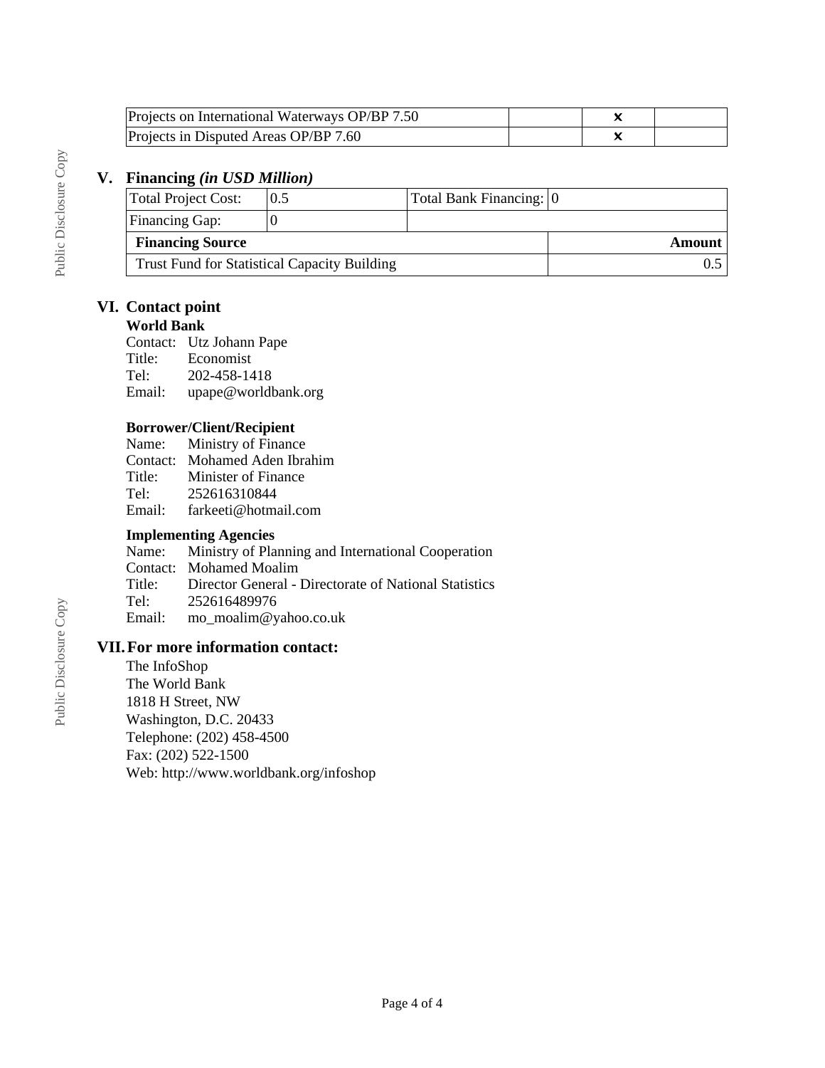| | | | |
|---|---|---|---|
| Projects on International Waterways OP/BP 7.50 | | x | |
| Projects in Disputed Areas OP/BP 7.60 | | x | |

## V. Financing *(in USD Million)*

| | | | |
|---|---|---|---|
| Total Project Cost: | 0.5 | Total Bank Financing: | 0 |
| Financing Gap: | 0 | | |

| Financing Source | Amount |
|---|---|
| Trust Fund for Statistical Capacity Building | 0.5 |

## VI. Contact point

**World Bank**

Contact: Utz Johann Pape
Title: Economist
Tel: 202-458-1418
Email: upape@worldbank.org

**Borrower/Client/Recipient**

Name: Ministry of Finance
Contact: Mohamed Aden Ibrahim
Title: Minister of Finance
Tel: 252616310844
Email: farkeeti@hotmail.com

**Implementing Agencies**

Name: Ministry of Planning and International Cooperation
Contact: Mohamed Moalim
Title: Director General - Directorate of National Statistics
Tel: 252616489976
Email: mo_moalim@yahoo.co.uk

## VII. For more information contact:

The InfoShop
The World Bank
1818 H Street, NW
Washington, D.C. 20433
Telephone: (202) 458-4500
Fax: (202) 522-1500
Web: http://www.worldbank.org/infoshop